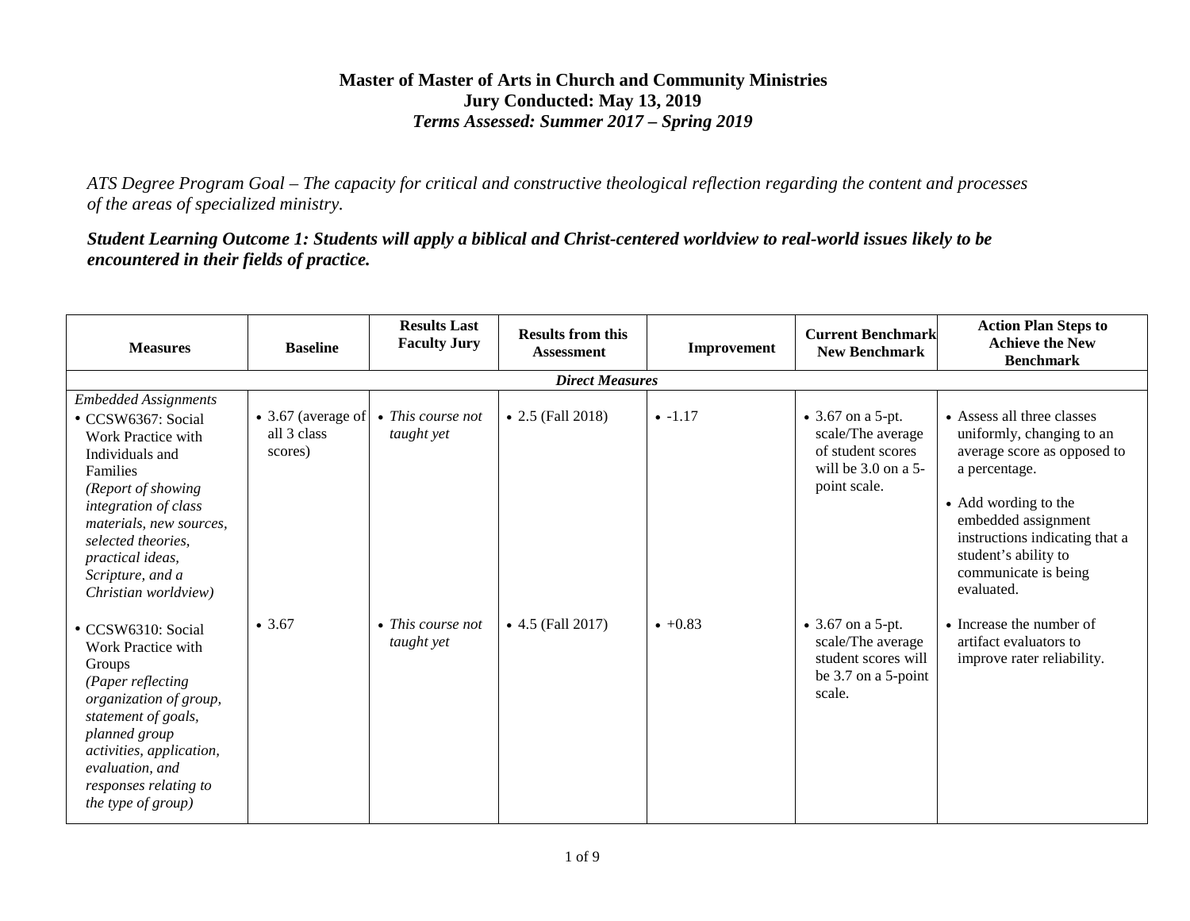**Master of Master of Arts in Church and Community Ministries**
**Jury Conducted: May 13, 2019**
***Terms Assessed: Summer 2017 – Spring 2019***

*ATS Degree Program Goal – The capacity for critical and constructive theological reflection regarding the content and processes of the areas of specialized ministry.*

***Student Learning Outcome 1: Students will apply a biblical and Christ-centered worldview to real-world issues likely to be encountered in their fields of practice.***

| Measures | Baseline | Results Last Faculty Jury | Results from this Assessment | Improvement | Current Benchmark New Benchmark | Action Plan Steps to Achieve the New Benchmark |
|---|---|---|---|---|---|---|
| | | | ***Direct Measures*** | | | |
| *Embedded Assignments*<br>• CCSW6367: Social Work Practice with Individuals and Families *(Report of showing integration of class materials, new sources, selected theories, practical ideas, Scripture, and a Christian worldview)* | • 3.67 (average of all 3 class scores) | • *This course not taught yet* | • 2.5 (Fall 2018) | • -1.17 | • 3.67 on a 5-pt. scale/The average of student scores will be 3.0 on a 5-point scale. | • Assess all three classes uniformly, changing to an average score as opposed to a percentage.<br>• Add wording to the embedded assignment instructions indicating that a student's ability to communicate is being evaluated. |
| • CCSW6310: Social Work Practice with Groups *(Paper reflecting organization of group, statement of goals, planned group activities, application, evaluation, and responses relating to the type of group)* | • 3.67 | • *This course not taught yet* | • 4.5 (Fall 2017) | • +0.83 | • 3.67 on a 5-pt. scale/The average student scores will be 3.7 on a 5-point scale. | • Increase the number of artifact evaluators to improve rater reliability. |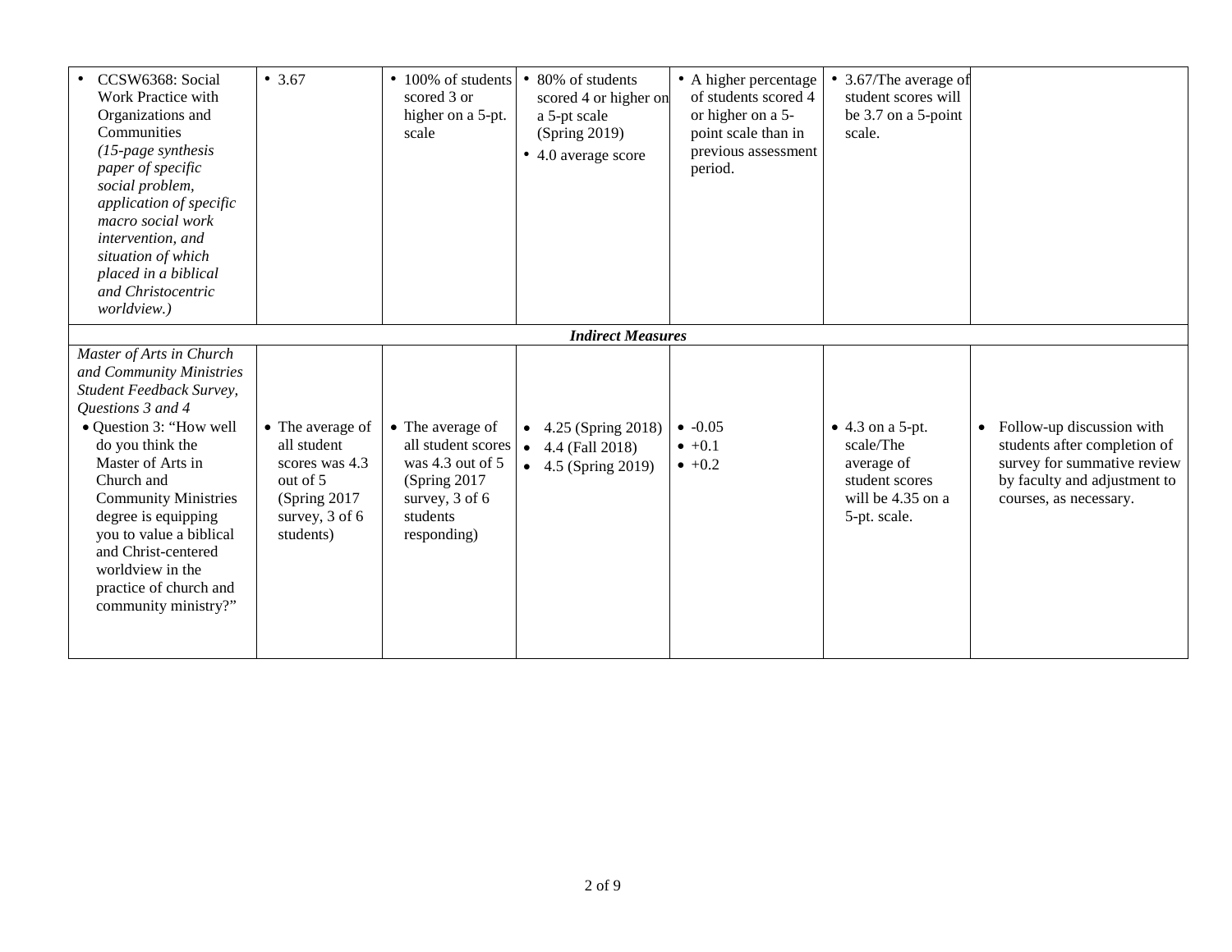| | | | | | | |
|---|---|---|---|---|---|---|
| • CCSW6368: Social Work Practice with Organizations and Communities *(15-page synthesis paper of specific social problem, application of specific macro social work intervention, and situation of which placed in a biblical and Christocentric worldview.)* | • 3.67 | • 100% of students scored 3 or higher on a 5-pt. scale | • 80% of students scored 4 or higher on a 5-pt scale (Spring 2019)<br>• 4.0 average score | • A higher percentage of students scored 4 or higher on a 5-point scale than in previous assessment period. | • 3.67/The average of student scores will be 3.7 on a 5-point scale. | |
| ***Indirect Measures*** | | | | | | |
| *Master of Arts in Church and Community Ministries Student Feedback Survey, Questions 3 and 4*<br>• Question 3: "How well do you think the Master of Arts in Church and Community Ministries degree is equipping you to value a biblical and Christ-centered worldview in the practice of church and community ministry?" | • The average of all student scores was 4.3 out of 5 (Spring 2017 survey, 3 of 6 students) | • The average of all student scores was 4.3 out of 5 (Spring 2017 survey, 3 of 6 students responding) | • 4.25 (Spring 2018)<br>• 4.4 (Fall 2018)<br>• 4.5 (Spring 2019) | • -0.05<br>• +0.1<br>• +0.2 | • 4.3 on a 5-pt. scale/The average of student scores will be 4.35 on a 5-pt. scale. | • Follow-up discussion with students after completion of survey for summative review by faculty and adjustment to courses, as necessary. |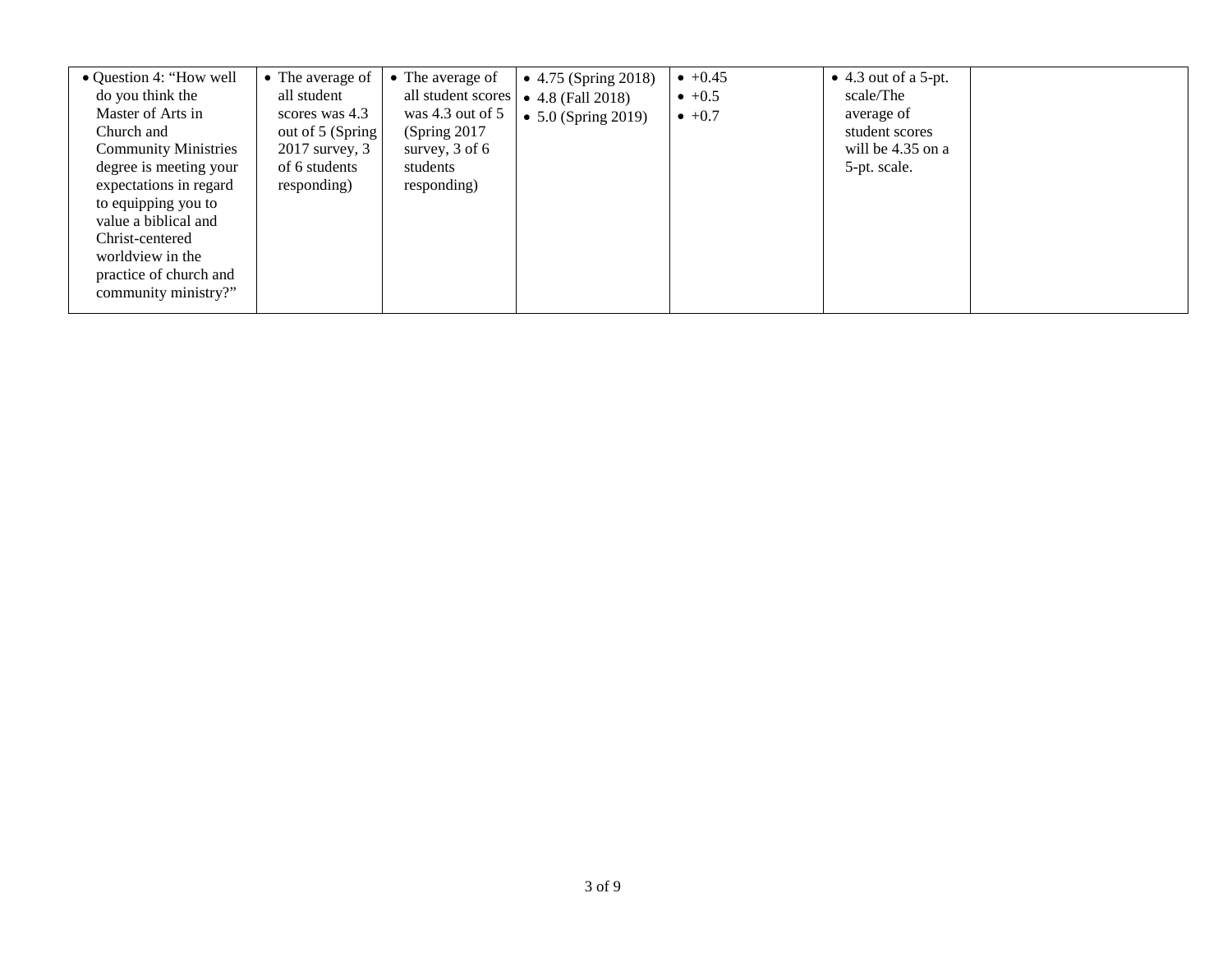| | | | | | | |
|---|---|---|---|---|---|---|
| • Question 4: “How well do you think the Master of Arts in Church and Community Ministries degree is meeting your expectations in regard to equipping you to value a biblical and Christ-centered worldview in the practice of church and community ministry?” | • The average of all student scores was 4.3 out of 5 (Spring 2017 survey, 3 of 6 students responding) | • The average of all student scores was 4.3 out of 5 (Spring 2017 survey, 3 of 6 students responding) | • 4.75 (Spring 2018)<br>• 4.8 (Fall 2018)<br>• 5.0 (Spring 2019) | • +0.45<br>• +0.5<br>• +0.7 | • 4.3 out of a 5-pt. scale/The average of student scores will be 4.35 on a 5-pt. scale. | |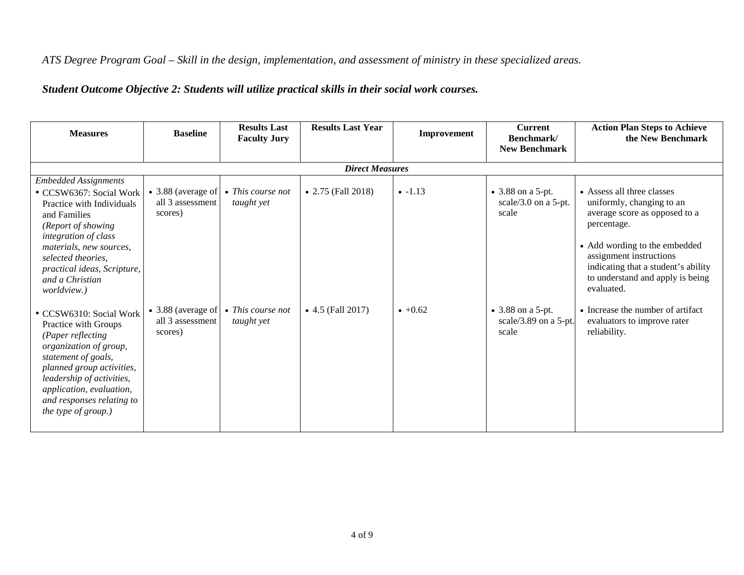*ATS Degree Program Goal – Skill in the design, implementation, and assessment of ministry in these specialized areas.*

***Student Outcome Objective 2: Students will utilize practical skills in their social work courses.***

| Measures | Baseline | Results Last Faculty Jury | Results Last Year | Improvement | Current Benchmark/ New Benchmark | Action Plan Steps to Achieve the New Benchmark |
|---|---|---|---|---|---|---|
| ***Direct Measures*** | | | | | | |
| *Embedded Assignments*<br>• CCSW6367: Social Work Practice with Individuals and Families *(Report of showing integration of class materials, new sources, selected theories, practical ideas, Scripture, and a Christian worldview.)* | • 3.88 (average of all 3 assessment scores) | • *This course not taught yet* | • 2.75 (Fall 2018) | • -1.13 | • 3.88 on a 5-pt. scale/3.0 on a 5-pt. scale | • Assess all three classes uniformly, changing to an average score as opposed to a percentage.<br>• Add wording to the embedded assignment instructions indicating that a student's ability to understand and apply is being evaluated. |
| • CCSW6310: Social Work Practice with Groups *(Paper reflecting organization of group, statement of goals, planned group activities, leadership of activities, application, evaluation, and responses relating to the type of group.)* | • 3.88 (average of all 3 assessment scores) | • *This course not taught yet* | • 4.5 (Fall 2017) | • +0.62 | • 3.88 on a 5-pt. scale/3.89 on a 5-pt. scale | • Increase the number of artifact evaluators to improve rater reliability. |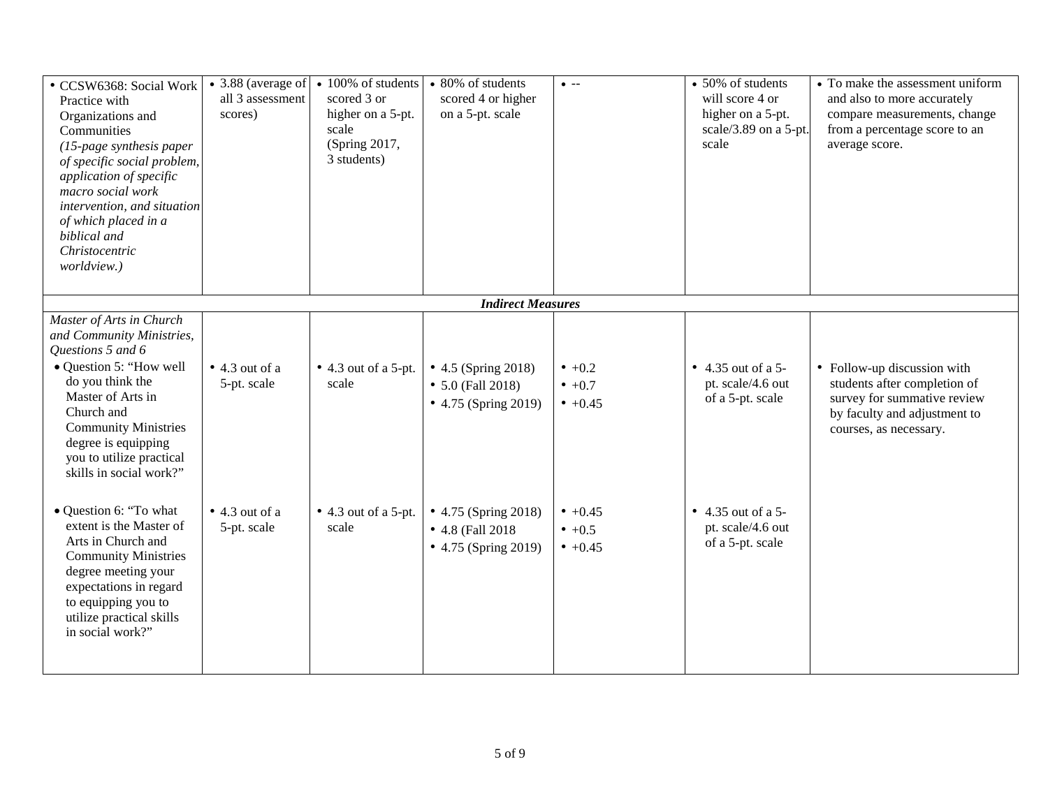| | | | | | | |
|---|---|---|---|---|---|---|
| • CCSW6368: Social Work Practice with Organizations and Communities *(15-page synthesis paper of specific social problem, application of specific macro social work intervention, and situation of which placed in a biblical and Christocentric worldview.)* | • 3.88 (average of all 3 assessment scores) | • 100% of students scored 3 or higher on a 5-pt. scale (Spring 2017, 3 students) | • 80% of students scored 4 or higher on a 5-pt. scale | • -- | • 50% of students will score 4 or higher on a 5-pt. scale/3.89 on a 5-pt. scale | • To make the assessment uniform and also to more accurately compare measurements, change from a percentage score to an average score. |
| | | | ***Indirect Measures*** | | | |
| *Master of Arts in Church and Community Ministries, Questions 5 and 6*<br>• Question 5: "How well do you think the Master of Arts in Church and Community Ministries degree is equipping you to utilize practical skills in social work?" | • 4.3 out of a 5-pt. scale | • 4.3 out of a 5-pt. scale | • 4.5 (Spring 2018)<br>• 5.0 (Fall 2018)<br>• 4.75 (Spring 2019) | • +0.2<br>• +0.7<br>• +0.45 | • 4.35 out of a 5-pt. scale/4.6 out of a 5-pt. scale | • Follow-up discussion with students after completion of survey for summative review by faculty and adjustment to courses, as necessary. |
| • Question 6: "To what extent is the Master of Arts in Church and Community Ministries degree meeting your expectations in regard to equipping you to utilize practical skills in social work?" | • 4.3 out of a 5-pt. scale | • 4.3 out of a 5-pt. scale | • 4.75 (Spring 2018)<br>• 4.8 (Fall 2018<br>• 4.75 (Spring 2019) | • +0.45<br>• +0.5<br>• +0.45 | • 4.35 out of a 5-pt. scale/4.6 out of a 5-pt. scale | |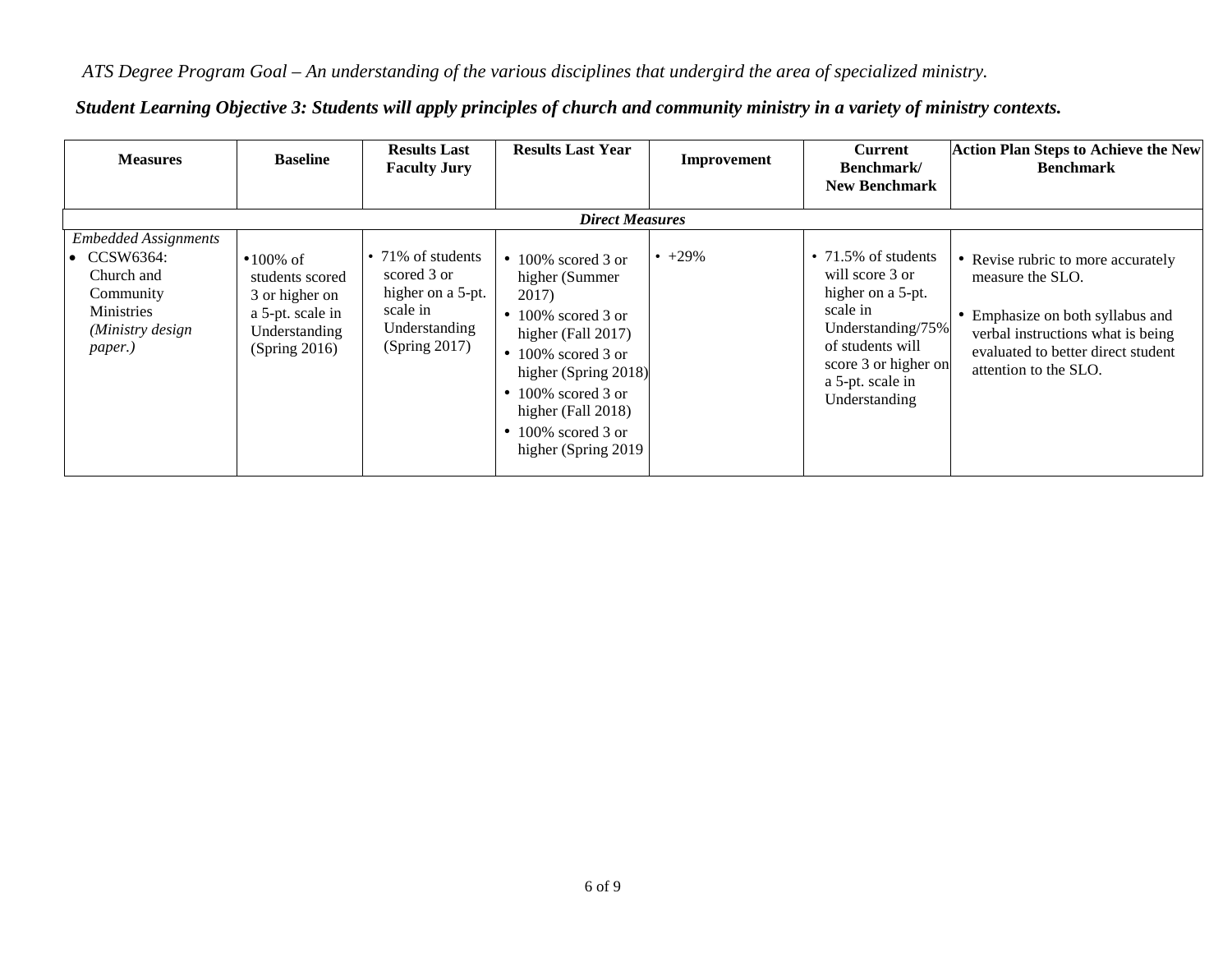*ATS Degree Program Goal – An understanding of the various disciplines that undergird the area of specialized ministry.*

***Student Learning Objective 3: Students will apply principles of church and community ministry in a variety of ministry contexts.***

| Measures | Baseline | Results Last Faculty Jury | Results Last Year | Improvement | Current Benchmark/ New Benchmark | Action Plan Steps to Achieve the New Benchmark |
|---|---|---|---|---|---|---|
| ***Direct Measures*** | | | | | | |
| *Embedded Assignments*<br>• CCSW6364: Church and Community Ministries *(Ministry design paper.)* | • 100% of students scored 3 or higher on a 5-pt. scale in Understanding (Spring 2016) | • 71% of students scored 3 or higher on a 5-pt. scale in Understanding (Spring 2017) | • 100% scored 3 or higher (Summer 2017)<br>• 100% scored 3 or higher (Fall 2017)<br>• 100% scored 3 or higher (Spring 2018)<br>• 100% scored 3 or higher (Fall 2018)<br>• 100% scored 3 or higher (Spring 2019 | • +29% | • 71.5% of students will score 3 or higher on a 5-pt. scale in Understanding/75% of students will score 3 or higher on a 5-pt. scale in Understanding | • Revise rubric to more accurately measure the SLO.<br>• Emphasize on both syllabus and verbal instructions what is being evaluated to better direct student attention to the SLO. |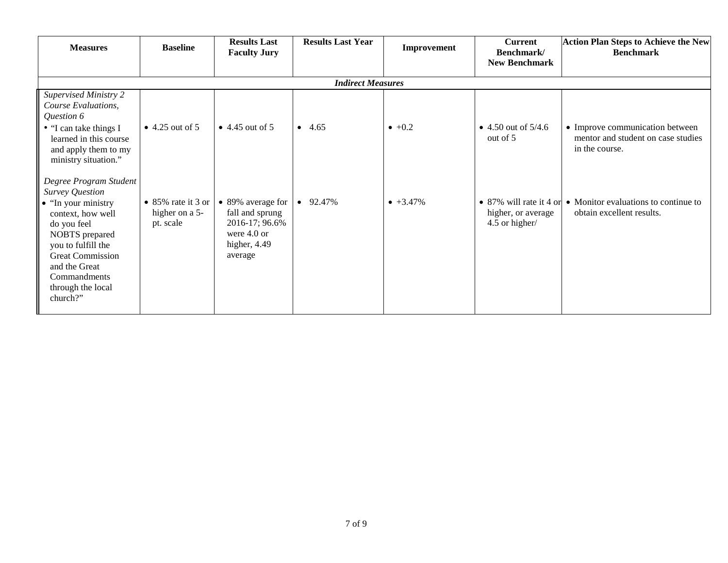| Measures | Baseline | Results Last Faculty Jury | Results Last Year | Improvement | Current Benchmark/ New Benchmark | Action Plan Steps to Achieve the New Benchmark |
|---|---|---|---|---|---|---|
| ***Indirect Measures*** | | | | | | |
| *Supervised Ministry 2 Course Evaluations, Question 6*<br>• "I can take things I learned in this course and apply them to my ministry situation." | • 4.25 out of 5 | • 4.45 out of 5 | • 4.65 | • +0.2 | • 4.50 out of 5/4.6 out of 5 | • Improve communication between mentor and student on case studies in the course. |
| *Degree Program Student Survey Question*<br>• "In your ministry context, how well do you feel NOBTS prepared you to fulfill the Great Commission and the Great Commandments through the local church?" | • 85% rate it 3 or higher on a 5-pt. scale | • 89% average for fall and sprung 2016-17; 96.6% were 4.0 or higher, 4.49 average | • 92.47% | • +3.47% | • 87% will rate it 4 or higher, or average 4.5 or higher/ | • Monitor evaluations to continue to obtain excellent results. |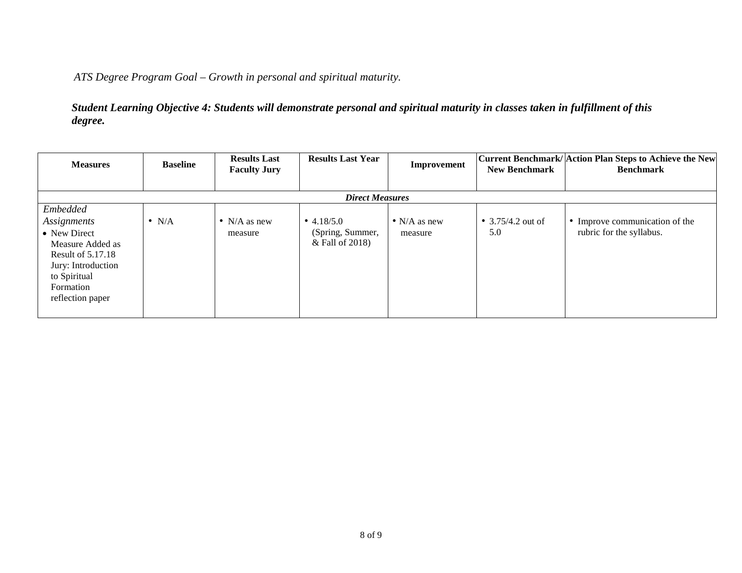*ATS Degree Program Goal – Growth in personal and spiritual maturity.*

***Student Learning Objective 4: Students will demonstrate personal and spiritual maturity in classes taken in fulfillment of this degree.***

| Measures | Baseline | Results Last Faculty Jury | Results Last Year | Improvement | Current Benchmark/ New Benchmark | Action Plan Steps to Achieve the New Benchmark |
|---|---|---|---|---|---|---|
| ***Direct Measures*** | | | | | | |
| *Embedded Assignments*<br>• New Direct Measure Added as Result of 5.17.18 Jury: Introduction to Spiritual Formation reflection paper | • N/A | • N/A as new measure | • 4.18/5.0 (Spring, Summer, & Fall of 2018) | • N/A as new measure | • 3.75/4.2 out of 5.0 | • Improve communication of the rubric for the syllabus. |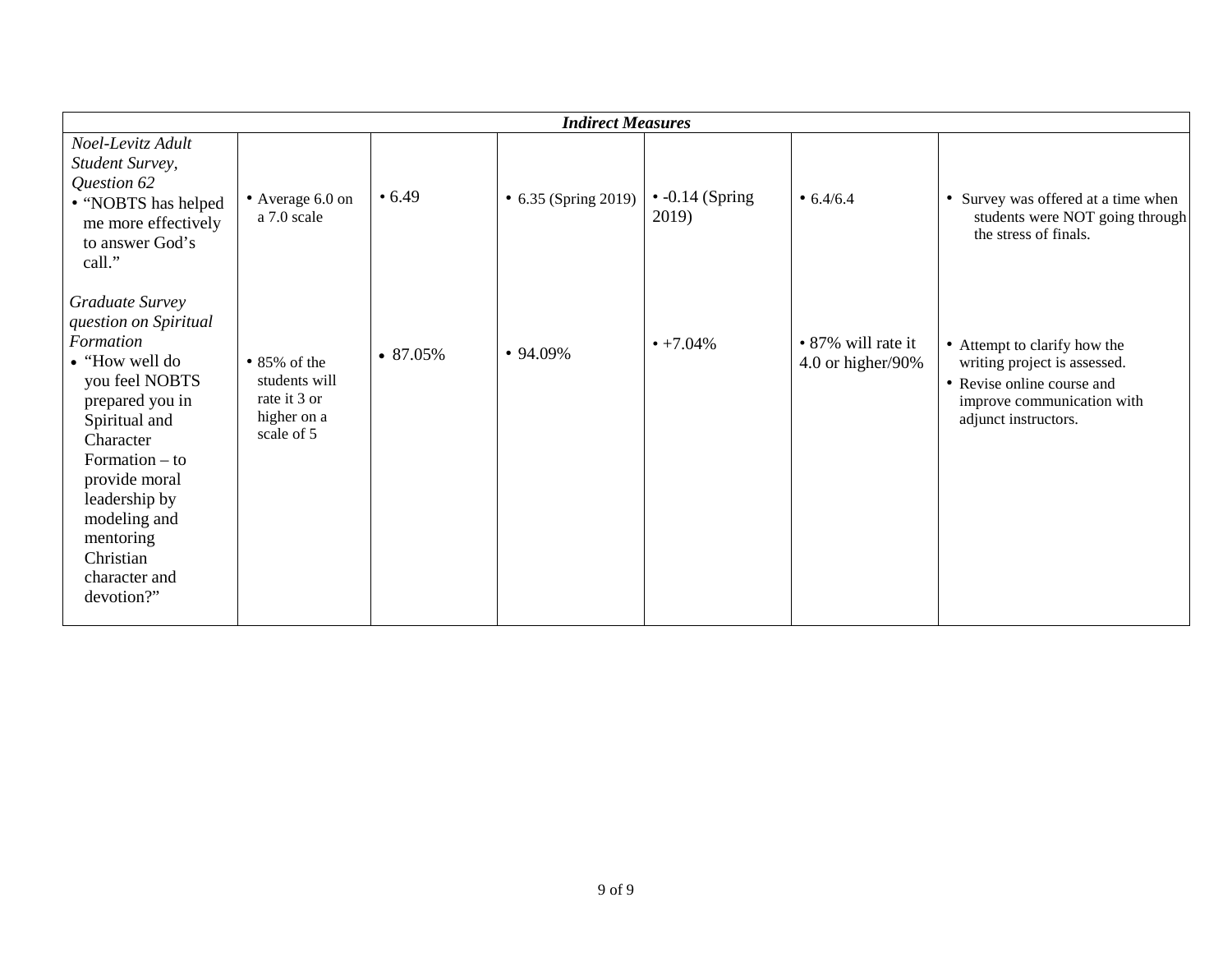| *Indirect Measures* | | | | | | |
|---|---|---|---|---|---|---|
| *Noel-Levitz Adult Student Survey, Question 62*<br>• "NOBTS has helped me more effectively to answer God's call." | • Average 6.0 on a 7.0 scale | • 6.49 | • 6.35 (Spring 2019) | • -0.14 (Spring 2019) | • 6.4/6.4 | • Survey was offered at a time when students were NOT going through the stress of finals. |
| *Graduate Survey question on Spiritual Formation*<br>• "How well do you feel NOBTS prepared you in Spiritual and Character Formation – to provide moral leadership by modeling and mentoring Christian character and devotion?" | • 85% of the students will rate it 3 or higher on a scale of 5 | • 87.05% | • 94.09% | • +7.04% | • 87% will rate it 4.0 or higher/90% | • Attempt to clarify how the writing project is assessed.<br>• Revise online course and improve communication with adjunct instructors. |